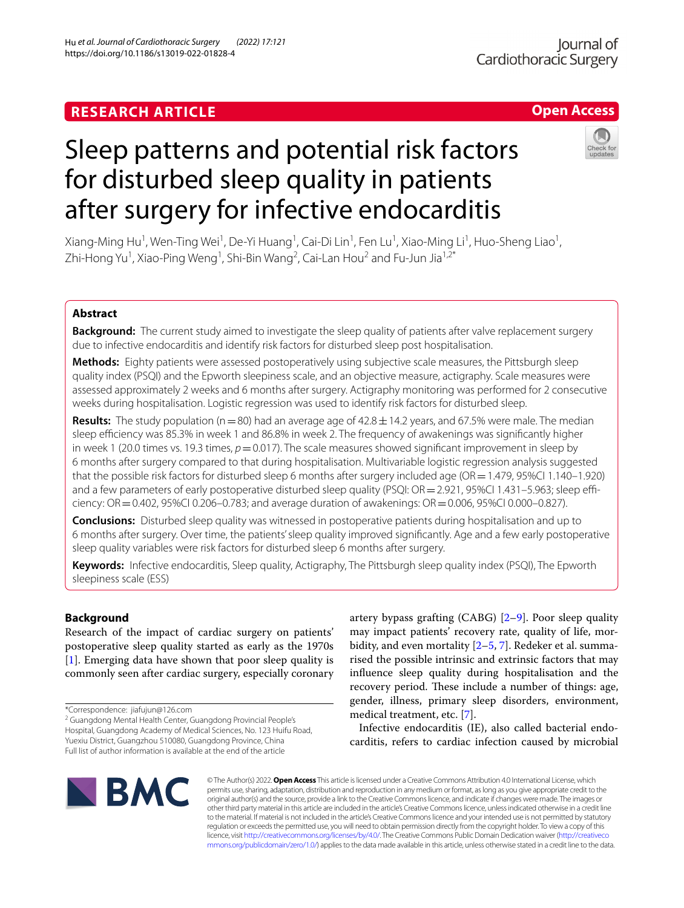RESEARCH ARTICLE

Open Access

# Sleep patterns and potential risk factors for disturbed sleep quality in patients after surgery for infective endocarditis

Xiang-Ming Hu[1], Wen-Ting Wei[1], De-Yi Huang[1], Cai-Di Lin[1], Fen Lu[1], Xiao-Ming Li[1], Huo-Sheng Liao[1], Zhi-Hong Yu[1], Xiao-Ping Weng[1], Shi-Bin Wang[2], Cai-Lan Hou[2] and Fu-Jun Jia[1,2*]

## Abstract

**Background:** The current study aimed to investigate the sleep quality of patients after valve replacement surgery due to infective endocarditis and identify risk factors for disturbed sleep post hospitalisation.

**Methods:** Eighty patients were assessed postoperatively using subjective scale measures, the Pittsburgh sleep quality index (PSQI) and the Epworth sleepiness scale, and an objective measure, actigraphy. Scale measures were assessed approximately 2 weeks and 6 months after surgery. Actigraphy monitoring was performed for 2 consecutive weeks during hospitalisation. Logistic regression was used to identify risk factors for disturbed sleep.

**Results:** The study population ($n = 80$) had an average age of 42.8 ± 14.2 years, and 67.5% were male. The median sleep efficiency was 85.3% in week 1 and 86.8% in week 2. The frequency of awakenings was significantly higher in week 1 (20.0 times vs. 19.3 times, $p = 0.017$). The scale measures showed significant improvement in sleep by 6 months after surgery compared to that during hospitalisation. Multivariable logistic regression analysis suggested that the possible risk factors for disturbed sleep 6 months after surgery included age (OR = 1.479, 95%CI 1.140–1.920) and a few parameters of early postoperative disturbed sleep quality (PSQI: OR = 2.921, 95%CI 1.431–5.963; sleep efficiency: OR = 0.402, 95%CI 0.206–0.783; and average duration of awakenings: OR = 0.006, 95%CI 0.000–0.827).

**Conclusions:** Disturbed sleep quality was witnessed in postoperative patients during hospitalisation and up to 6 months after surgery. Over time, the patients' sleep quality improved significantly. Age and a few early postoperative sleep quality variables were risk factors for disturbed sleep 6 months after surgery.

**Keywords:** Infective endocarditis, Sleep quality, Actigraphy, The Pittsburgh sleep quality index (PSQI), The Epworth sleepiness scale (ESS)

## Background

Research of the impact of cardiac surgery on patients' postoperative sleep quality started as early as the 1970s [1]. Emerging data have shown that poor sleep quality is commonly seen after cardiac surgery, especially coronary artery bypass grafting (CABG) [2–9]. Poor sleep quality may impact patients' recovery rate, quality of life, morbidity, and even mortality [2–5, 7]. Redeker et al. summarised the possible intrinsic and extrinsic factors that may influence sleep quality during hospitalisation and the recovery period. These include a number of things: age, gender, illness, primary sleep disorders, environment, medical treatment, etc. [7].

Infective endocarditis (IE), also called bacterial endocarditis, refers to cardiac infection caused by microbial

*Correspondence: jiafujun@126.com
[2] Guangdong Mental Health Center, Guangdong Provincial People's Hospital, Guangdong Academy of Medical Sciences, No. 123 Huifu Road, Yuexiu District, Guangzhou 510080, Guangdong Province, China
Full list of author information is available at the end of the article

© The Author(s) 2022. **Open Access** This article is licensed under a Creative Commons Attribution 4.0 International License, which permits use, sharing, adaptation, distribution and reproduction in any medium or format, as long as you give appropriate credit to the original author(s) and the source, provide a link to the Creative Commons licence, and indicate if changes were made. The images or other third party material in this article are included in the article's Creative Commons licence, unless indicated otherwise in a credit line to the material. If material is not included in the article's Creative Commons licence and your intended use is not permitted by statutory regulation or exceeds the permitted use, you will need to obtain permission directly from the copyright holder. To view a copy of this licence, visit http://creativecommons.org/licenses/by/4.0/. The Creative Commons Public Domain Dedication waiver (http://creativecommons.org/publicdomain/zero/1.0/) applies to the data made available in this article, unless otherwise stated in a credit line to the data.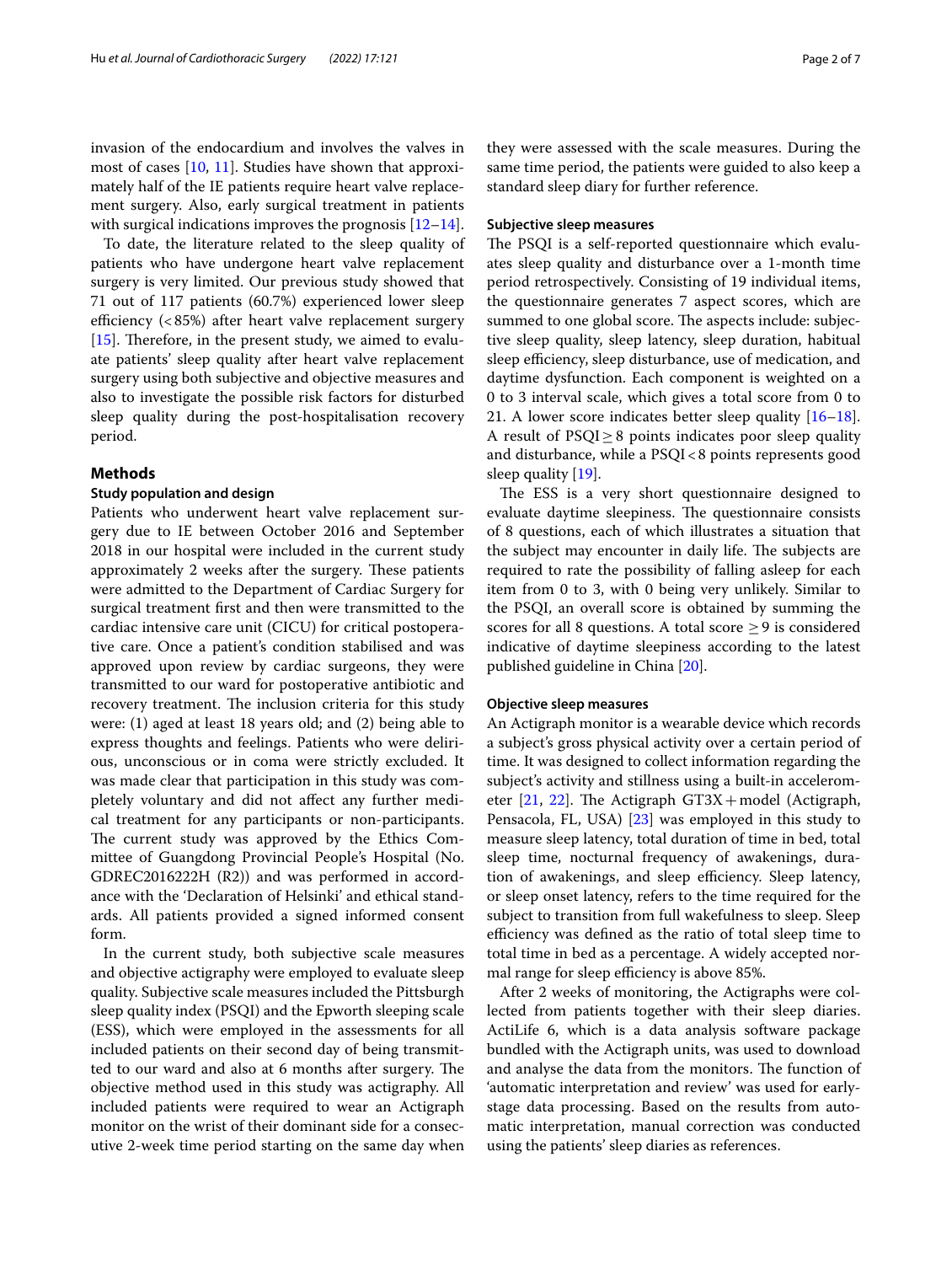invasion of the endocardium and involves the valves in most of cases [10, 11]. Studies have shown that approximately half of the IE patients require heart valve replacement surgery. Also, early surgical treatment in patients with surgical indications improves the prognosis [12–14].

To date, the literature related to the sleep quality of patients who have undergone heart valve replacement surgery is very limited. Our previous study showed that 71 out of 117 patients (60.7%) experienced lower sleep efficiency (<85%) after heart valve replacement surgery [15]. Therefore, in the present study, we aimed to evaluate patients' sleep quality after heart valve replacement surgery using both subjective and objective measures and also to investigate the possible risk factors for disturbed sleep quality during the post-hospitalisation recovery period.

## Methods

### Study population and design

Patients who underwent heart valve replacement surgery due to IE between October 2016 and September 2018 in our hospital were included in the current study approximately 2 weeks after the surgery. These patients were admitted to the Department of Cardiac Surgery for surgical treatment first and then were transmitted to the cardiac intensive care unit (CICU) for critical postoperative care. Once a patient's condition stabilised and was approved upon review by cardiac surgeons, they were transmitted to our ward for postoperative antibiotic and recovery treatment. The inclusion criteria for this study were: (1) aged at least 18 years old; and (2) being able to express thoughts and feelings. Patients who were delirious, unconscious or in coma were strictly excluded. It was made clear that participation in this study was completely voluntary and did not affect any further medical treatment for any participants or non-participants. The current study was approved by the Ethics Committee of Guangdong Provincial People's Hospital (No. GDREC2016222H (R2)) and was performed in accordance with the 'Declaration of Helsinki' and ethical standards. All patients provided a signed informed consent form.

In the current study, both subjective scale measures and objective actigraphy were employed to evaluate sleep quality. Subjective scale measures included the Pittsburgh sleep quality index (PSQI) and the Epworth sleeping scale (ESS), which were employed in the assessments for all included patients on their second day of being transmitted to our ward and also at 6 months after surgery. The objective method used in this study was actigraphy. All included patients were required to wear an Actigraph monitor on the wrist of their dominant side for a consecutive 2-week time period starting on the same day when they were assessed with the scale measures. During the same time period, the patients were guided to also keep a standard sleep diary for further reference.

### Subjective sleep measures

The PSQI is a self-reported questionnaire which evaluates sleep quality and disturbance over a 1-month time period retrospectively. Consisting of 19 individual items, the questionnaire generates 7 aspect scores, which are summed to one global score. The aspects include: subjective sleep quality, sleep latency, sleep duration, habitual sleep efficiency, sleep disturbance, use of medication, and daytime dysfunction. Each component is weighted on a 0 to 3 interval scale, which gives a total score from 0 to 21. A lower score indicates better sleep quality [16–18]. A result of PSQI $\geq$ 8 points indicates poor sleep quality and disturbance, while a PSQI < 8 points represents good sleep quality [19].

The ESS is a very short questionnaire designed to evaluate daytime sleepiness. The questionnaire consists of 8 questions, each of which illustrates a situation that the subject may encounter in daily life. The subjects are required to rate the possibility of falling asleep for each item from 0 to 3, with 0 being very unlikely. Similar to the PSQI, an overall score is obtained by summing the scores for all 8 questions. A total score $\geq$ 9 is considered indicative of daytime sleepiness according to the latest published guideline in China [20].

### Objective sleep measures

An Actigraph monitor is a wearable device which records a subject's gross physical activity over a certain period of time. It was designed to collect information regarding the subject's activity and stillness using a built-in accelerometer [21, 22]. The Actigraph GT3X+ model (Actigraph, Pensacola, FL, USA) [23] was employed in this study to measure sleep latency, total duration of time in bed, total sleep time, nocturnal frequency of awakenings, duration of awakenings, and sleep efficiency. Sleep latency, or sleep onset latency, refers to the time required for the subject to transition from full wakefulness to sleep. Sleep efficiency was defined as the ratio of total sleep time to total time in bed as a percentage. A widely accepted normal range for sleep efficiency is above 85%.

After 2 weeks of monitoring, the Actigraphs were collected from patients together with their sleep diaries. ActiLife 6, which is a data analysis software package bundled with the Actigraph units, was used to download and analyse the data from the monitors. The function of 'automatic interpretation and review' was used for early-stage data processing. Based on the results from automatic interpretation, manual correction was conducted using the patients' sleep diaries as references.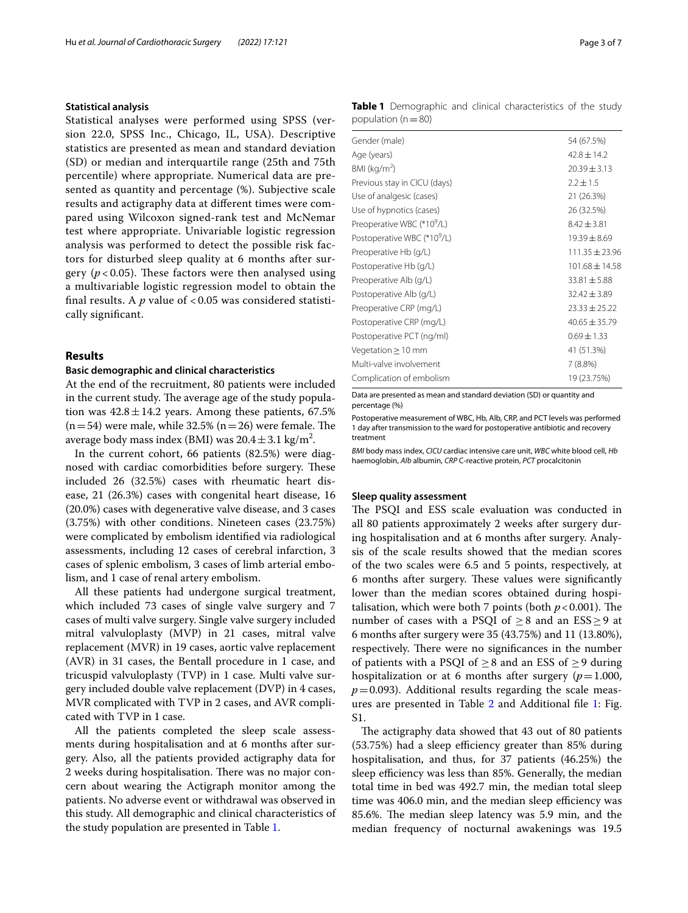## Statistical analysis

Statistical analyses were performed using SPSS (version 22.0, SPSS Inc., Chicago, IL, USA). Descriptive statistics are presented as mean and standard deviation (SD) or median and interquartile range (25th and 75th percentile) where appropriate. Numerical data are presented as quantity and percentage (%). Subjective scale results and actigraphy data at different times were compared using Wilcoxon signed-rank test and McNemar test where appropriate. Univariable logistic regression analysis was performed to detect the possible risk factors for disturbed sleep quality at 6 months after surgery ($p < 0.05$). These factors were then analysed using a multivariable logistic regression model to obtain the final results. A $p$ value of $< 0.05$ was considered statistically significant.

## Results

### Basic demographic and clinical characteristics

At the end of the recruitment, 80 patients were included in the current study. The average age of the study population was $42.8 \pm 14.2$ years. Among these patients, 67.5% (n = 54) were male, while 32.5% (n = 26) were female. The average body mass index (BMI) was $20.4 \pm 3.1$ kg/m$^2$.

In the current cohort, 66 patients (82.5%) were diagnosed with cardiac comorbidities before surgery. These included 26 (32.5%) cases with rheumatic heart disease, 21 (26.3%) cases with congenital heart disease, 16 (20.0%) cases with degenerative valve disease, and 3 cases (3.75%) with other conditions. Nineteen cases (23.75%) were complicated by embolism identified via radiological assessments, including 12 cases of cerebral infarction, 3 cases of splenic embolism, 3 cases of limb arterial embolism, and 1 case of renal artery embolism.

All these patients had undergone surgical treatment, which included 73 cases of single valve surgery and 7 cases of multi valve surgery. Single valve surgery included mitral valvuloplasty (MVP) in 21 cases, mitral valve replacement (MVR) in 19 cases, aortic valve replacement (AVR) in 31 cases, the Bentall procedure in 1 case, and tricuspid valvuloplasty (TVP) in 1 case. Multi valve surgery included double valve replacement (DVP) in 4 cases, MVR complicated with TVP in 2 cases, and AVR complicated with TVP in 1 case.

All the patients completed the sleep scale assessments during hospitalisation and at 6 months after surgery. Also, all the patients provided actigraphy data for 2 weeks during hospitalisation. There was no major concern about wearing the Actigraph monitor among the patients. No adverse event or withdrawal was observed in this study. All demographic and clinical characteristics of the study population are presented in Table 1.

**Table 1** Demographic and clinical characteristics of the study population (n = 80)

| | |
|---|---|
| Gender (male) | 54 (67.5%) |
| Age (years) | 42.8 ± 14.2 |
| BMI (kg/m$^2$) | 20.39 ± 3.13 |
| Previous stay in CICU (days) | 2.2 ± 1.5 |
| Use of analgesic (cases) | 21 (26.3%) |
| Use of hypnotics (cases) | 26 (32.5%) |
| Preoperative WBC (*10$^9$/L) | 8.42 ± 3.81 |
| Postoperative WBC (*10$^9$/L) | 19.39 ± 8.69 |
| Preoperative Hb (g/L) | 111.35 ± 23.96 |
| Postoperative Hb (g/L) | 101.68 ± 14.58 |
| Preoperative Alb (g/L) | 33.81 ± 5.88 |
| Postoperative Alb (g/L) | 32.42 ± 3.89 |
| Preoperative CRP (mg/L) | 23.33 ± 25.22 |
| Postoperative CRP (mg/L) | 40.65 ± 35.79 |
| Postoperative PCT (ng/ml) | 0.69 ± 1.33 |
| Vegetation ≥ 10 mm | 41 (51.3%) |
| Multi-valve involvement | 7 (8.8%) |
| Complication of embolism | 19 (23.75%) |

Data are presented as mean and standard deviation (SD) or quantity and percentage (%)

Postoperative measurement of WBC, Hb, Alb, CRP, and PCT levels was performed 1 day after transmission to the ward for postoperative antibiotic and recovery treatment

*BMI* body mass index, *CICU* cardiac intensive care unit, *WBC* white blood cell, *Hb* haemoglobin, *Alb* albumin, *CRP* C-reactive protein, *PCT* procalcitonin

### Sleep quality assessment

The PSQI and ESS scale evaluation was conducted in all 80 patients approximately 2 weeks after surgery during hospitalisation and at 6 months after surgery. Analysis of the scale results showed that the median scores of the two scales were 6.5 and 5 points, respectively, at 6 months after surgery. These values were significantly lower than the median scores obtained during hospitalisation, which were both 7 points (both $p < 0.001$). The number of cases with a PSQI of ≥ 8 and an ESS ≥ 9 at 6 months after surgery were 35 (43.75%) and 11 (13.80%), respectively. There were no significances in the number of patients with a PSQI of ≥ 8 and an ESS of ≥ 9 during hospitalization or at 6 months after surgery ($p = 1.000$, $p = 0.093$). Additional results regarding the scale measures are presented in Table 2 and Additional file 1: Fig. S1.

The actigraphy data showed that 43 out of 80 patients (53.75%) had a sleep efficiency greater than 85% during hospitalisation, and thus, for 37 patients (46.25%) the sleep efficiency was less than 85%. Generally, the median total time in bed was 492.7 min, the median total sleep time was 406.0 min, and the median sleep efficiency was 85.6%. The median sleep latency was 5.9 min, and the median frequency of nocturnal awakenings was 19.5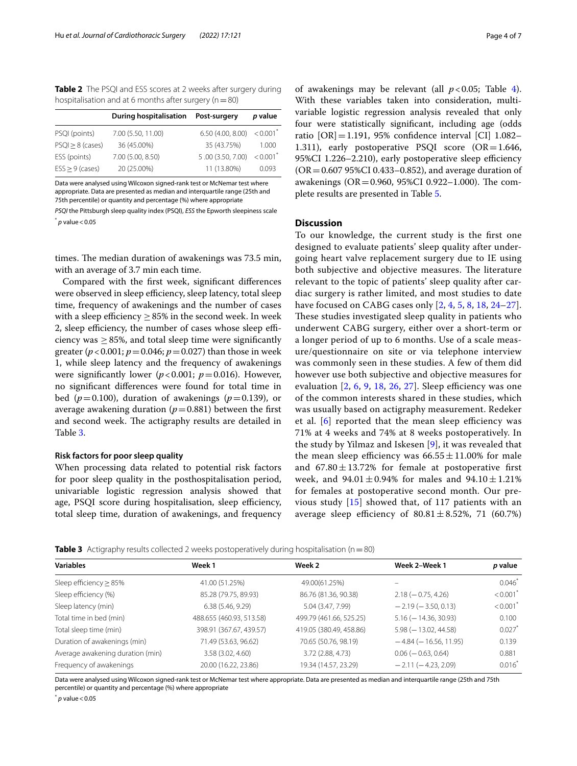**Table 2** The PSQI and ESS scores at 2 weeks after surgery during hospitalisation and at 6 months after surgery (n = 80)

| | During hospitalisation | Post-surgery | p value |
|---|---|---|---|
| PSQI (points) | 7.00 (5.50, 11.00) | 6.50 (4.00, 8.00) | < 0.001* |
| PSQI ≥ 8 (cases) | 36 (45.00%) | 35 (43.75%) | 1.000 |
| ESS (points) | 7.00 (5.00, 8.50) | 5 .00 (3.50, 7.00) | < 0.001* |
| ESS ≥ 9 (cases) | 20 (25.00%) | 11 (13.80%) | 0.093 |

Data were analysed using Wilcoxon signed-rank test or McNemar test where appropriate. Data are presented as median and interquartile range (25th and 75th percentile) or quantity and percentage (%) where appropriate

*PSQI* the Pittsburgh sleep quality index (PSQI), *ESS* the Epworth sleepiness scale

* p value < 0.05

times. The median duration of awakenings was 73.5 min, with an average of 3.7 min each time.

Compared with the first week, significant differences were observed in sleep efficiency, sleep latency, total sleep time, frequency of awakenings and the number of cases with a sleep efficiency ≥ 85% in the second week. In week 2, sleep efficiency, the number of cases whose sleep efficiency was ≥ 85%, and total sleep time were significantly greater ($p < 0.001$; $p = 0.046$; $p = 0.027$) than those in week 1, while sleep latency and the frequency of awakenings were significantly lower ($p < 0.001$; $p = 0.016$). However, no significant differences were found for total time in bed ($p = 0.100$), duration of awakenings ($p = 0.139$), or average awakening duration ($p = 0.881$) between the first and second week. The actigraphy results are detailed in Table 3.

### Risk factors for poor sleep quality

When processing data related to potential risk factors for poor sleep quality in the posthospitalisation period, univariable logistic regression analysis showed that age, PSQI score during hospitalisation, sleep efficiency, total sleep time, duration of awakenings, and frequency of awakenings may be relevant (all $p < 0.05$; Table 4). With these variables taken into consideration, multivariable logistic regression analysis revealed that only four were statistically significant, including age (odds ratio [OR] = 1.191, 95% confidence interval [CI] 1.082–1.311), early postoperative PSQI score (OR = 1.646, 95%CI 1.226–2.210), early postoperative sleep efficiency (OR = 0.607 95%CI 0.433–0.852), and average duration of awakenings (OR = 0.960, 95%CI 0.922–1.000). The complete results are presented in Table 5.

## Discussion

To our knowledge, the current study is the first one designed to evaluate patients' sleep quality after undergoing heart valve replacement surgery due to IE using both subjective and objective measures. The literature relevant to the topic of patients' sleep quality after cardiac surgery is rather limited, and most studies to date have focused on CABG cases only [2, 4, 5, 8, 18, 24–27]. These studies investigated sleep quality in patients who underwent CABG surgery, either over a short-term or a longer period of up to 6 months. Use of a scale measure/questionnaire on site or via telephone interview was commonly seen in these studies. A few of them did however use both subjective and objective measures for evaluation [2, 6, 9, 18, 26, 27]. Sleep efficiency was one of the common interests shared in these studies, which was usually based on actigraphy measurement. Redeker et al. [6] reported that the mean sleep efficiency was 71% at 4 weeks and 74% at 8 weeks postoperatively. In the study by Yilmaz and Iskesen [9], it was revealed that the mean sleep efficiency was 66.55 ± 11.00% for male and 67.80 ± 13.72% for female at postoperative first week, and 94.01 ± 0.94% for males and 94.10 ± 1.21% for females at postoperative second month. Our previous study [15] showed that, of 117 patients with an average sleep efficiency of 80.81 ± 8.52%, 71 (60.7%)

**Table 3** Actigraphy results collected 2 weeks postoperatively during hospitalisation (n = 80)

| Variables | Week 1 | Week 2 | Week 2–Week 1 | p value |
|---|---|---|---|---|
| Sleep efficiency ≥ 85% | 41.00 (51.25%) | 49.00(61.25%) | – | 0.046* |
| Sleep efficiency (%) | 85.28 (79.75, 89.93) | 86.76 (81.36, 90.38) | 2.18 (− 0.75, 4.26) | < 0.001* |
| Sleep latency (min) | 6.38 (5.46, 9.29) | 5.04 (3.47, 7.99) | − 2.19 (− 3.50, 0.13) | < 0.001* |
| Total time in bed (min) | 488.655 (460.93, 513.58) | 499.79 (461.66, 525.25) | 5.16 (− 14.36, 30.93) | 0.100 |
| Total sleep time (min) | 398.91 (367.67, 439.57) | 419.05 (380.49, 458.86) | 5.98 (− 13.02, 44.58) | 0.027* |
| Duration of awakenings (min) | 71.49 (53.63, 96.62) | 70.65 (50.76, 98.19) | − 4.84 (− 16.56, 11.95) | 0.139 |
| Average awakening duration (min) | 3.58 (3.02, 4.60) | 3.72 (2.88, 4.73) | 0.06 (− 0.63, 0.64) | 0.881 |
| Frequency of awakenings | 20.00 (16.22, 23.86) | 19.34 (14.57, 23.29) | − 2.11 (− 4.23, 2.09) | 0.016* |

Data were analysed using Wilcoxon signed-rank test or McNemar test where appropriate. Data are presented as median and interquartile range (25th and 75th percentile) or quantity and percentage (%) where appropriate

* p value < 0.05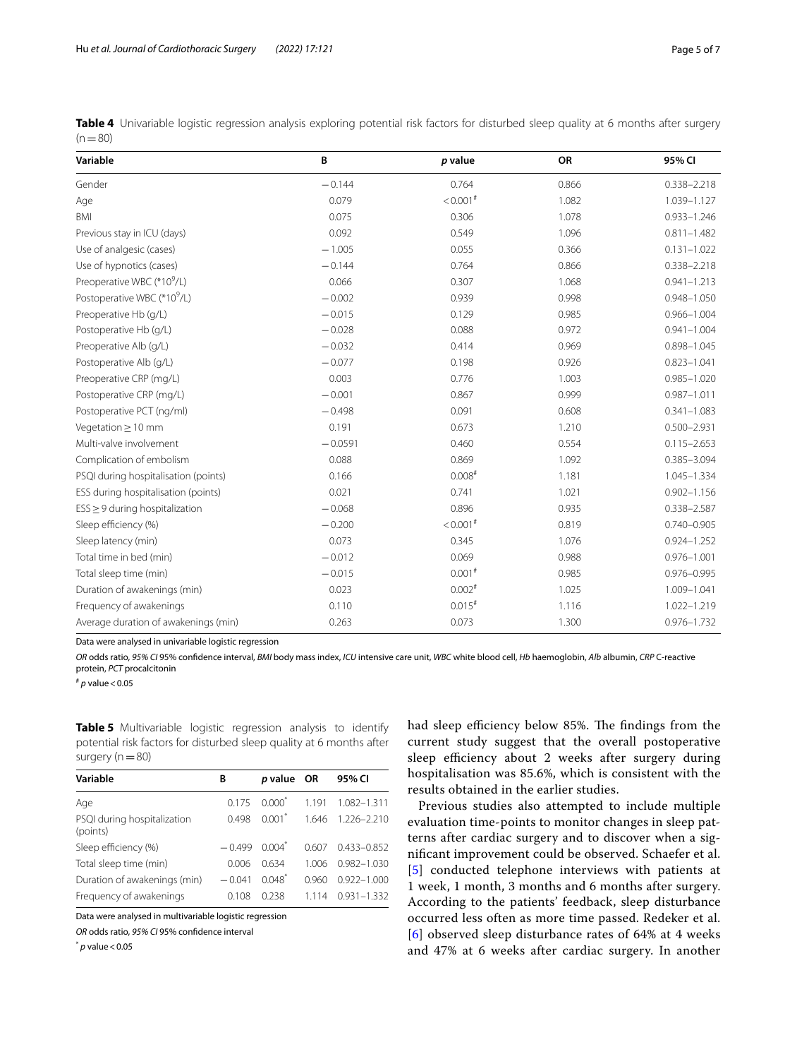**Table 4** Univariable logistic regression analysis exploring potential risk factors for disturbed sleep quality at 6 months after surgery (n = 80)

| Variable | B | *p* value | OR | 95% CI |
|---|---|---|---|---|
| Gender | − 0.144 | 0.764 | 0.866 | 0.338–2.218 |
| Age | 0.079 | < 0.001[#] | 1.082 | 1.039–1.127 |
| BMI | 0.075 | 0.306 | 1.078 | 0.933–1.246 |
| Previous stay in ICU (days) | 0.092 | 0.549 | 1.096 | 0.811–1.482 |
| Use of analgesic (cases) | − 1.005 | 0.055 | 0.366 | 0.131–1.022 |
| Use of hypnotics (cases) | − 0.144 | 0.764 | 0.866 | 0.338–2.218 |
| Preoperative WBC ($*10^9$/L) | 0.066 | 0.307 | 1.068 | 0.941–1.213 |
| Postoperative WBC ($*10^9$/L) | − 0.002 | 0.939 | 0.998 | 0.948–1.050 |
| Preoperative Hb (g/L) | − 0.015 | 0.129 | 0.985 | 0.966–1.004 |
| Postoperative Hb (g/L) | − 0.028 | 0.088 | 0.972 | 0.941–1.004 |
| Preoperative Alb (g/L) | − 0.032 | 0.414 | 0.969 | 0.898–1.045 |
| Postoperative Alb (g/L) | − 0.077 | 0.198 | 0.926 | 0.823–1.041 |
| Preoperative CRP (mg/L) | 0.003 | 0.776 | 1.003 | 0.985–1.020 |
| Postoperative CRP (mg/L) | − 0.001 | 0.867 | 0.999 | 0.987–1.011 |
| Postoperative PCT (ng/ml) | − 0.498 | 0.091 | 0.608 | 0.341–1.083 |
| Vegetation ≥ 10 mm | 0.191 | 0.673 | 1.210 | 0.500–2.931 |
| Multi-valve involvement | − 0.0591 | 0.460 | 0.554 | 0.115–2.653 |
| Complication of embolism | 0.088 | 0.869 | 1.092 | 0.385–3.094 |
| PSQI during hospitalisation (points) | 0.166 | 0.008[#] | 1.181 | 1.045–1.334 |
| ESS during hospitalisation (points) | 0.021 | 0.741 | 1.021 | 0.902–1.156 |
| ESS ≥ 9 during hospitalization | − 0.068 | 0.896 | 0.935 | 0.338–2.587 |
| Sleep efficiency (%) | − 0.200 | < 0.001[#] | 0.819 | 0.740–0.905 |
| Sleep latency (min) | 0.073 | 0.345 | 1.076 | 0.924–1.252 |
| Total time in bed (min) | − 0.012 | 0.069 | 0.988 | 0.976–1.001 |
| Total sleep time (min) | − 0.015 | 0.001[#] | 0.985 | 0.976–0.995 |
| Duration of awakenings (min) | 0.023 | 0.002[#] | 1.025 | 1.009–1.041 |
| Frequency of awakenings | 0.110 | 0.015[#] | 1.116 | 1.022–1.219 |
| Average duration of awakenings (min) | 0.263 | 0.073 | 1.300 | 0.976–1.732 |

Data were analysed in univariable logistic regression

*OR* odds ratio, *95% CI* 95% confidence interval, *BMI* body mass index, *ICU* intensive care unit, *WBC* white blood cell, *Hb* haemoglobin, *Alb* albumin, *CRP* C-reactive protein, *PCT* procalcitonin

[#] *p* value < 0.05

**Table 5** Multivariable logistic regression analysis to identify potential risk factors for disturbed sleep quality at 6 months after surgery (n = 80)

| Variable | B | *p* value | OR | 95% CI |
|---|---|---|---|---|
| Age | 0.175 | 0.000[*] | 1.191 | 1.082–1.311 |
| PSQI during hospitalization (points) | 0.498 | 0.001[*] | 1.646 | 1.226–2.210 |
| Sleep efficiency (%) | − 0.499 | 0.004[*] | 0.607 | 0.433–0.852 |
| Total sleep time (min) | 0.006 | 0.634 | 1.006 | 0.982–1.030 |
| Duration of awakenings (min) | − 0.041 | 0.048[*] | 0.960 | 0.922–1.000 |
| Frequency of awakenings | 0.108 | 0.238 | 1.114 | 0.931–1.332 |

Data were analysed in multivariable logistic regression

*OR* odds ratio, *95% CI* 95% confidence interval

[*] *p* value < 0.05

had sleep efficiency below 85%. The findings from the current study suggest that the overall postoperative sleep efficiency about 2 weeks after surgery during hospitalisation was 85.6%, which is consistent with the results obtained in the earlier studies.

Previous studies also attempted to include multiple evaluation time-points to monitor changes in sleep patterns after cardiac surgery and to discover when a significant improvement could be observed. Schaefer et al. [5] conducted telephone interviews with patients at 1 week, 1 month, 3 months and 6 months after surgery. According to the patients' feedback, sleep disturbance occurred less often as more time passed. Redeker et al. [6] observed sleep disturbance rates of 64% at 4 weeks and 47% at 6 weeks after cardiac surgery. In another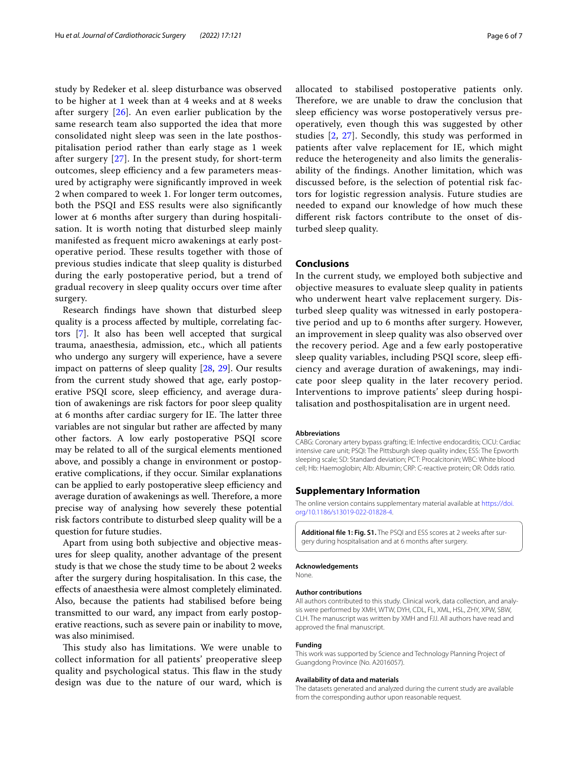study by Redeker et al. sleep disturbance was observed to be higher at 1 week than at 4 weeks and at 8 weeks after surgery [26]. An even earlier publication by the same research team also supported the idea that more consolidated night sleep was seen in the late posthospitalisation period rather than early stage as 1 week after surgery [27]. In the present study, for short-term outcomes, sleep efficiency and a few parameters measured by actigraphy were significantly improved in week 2 when compared to week 1. For longer term outcomes, both the PSQI and ESS results were also significantly lower at 6 months after surgery than during hospitalisation. It is worth noting that disturbed sleep mainly manifested as frequent micro awakenings at early postoperative period. These results together with those of previous studies indicate that sleep quality is disturbed during the early postoperative period, but a trend of gradual recovery in sleep quality occurs over time after surgery.

Research findings have shown that disturbed sleep quality is a process affected by multiple, correlating factors [7]. It also has been well accepted that surgical trauma, anaesthesia, admission, etc., which all patients who undergo any surgery will experience, have a severe impact on patterns of sleep quality [28, 29]. Our results from the current study showed that age, early postoperative PSQI score, sleep efficiency, and average duration of awakenings are risk factors for poor sleep quality at 6 months after cardiac surgery for IE. The latter three variables are not singular but rather are affected by many other factors. A low early postoperative PSQI score may be related to all of the surgical elements mentioned above, and possibly a change in environment or postoperative complications, if they occur. Similar explanations can be applied to early postoperative sleep efficiency and average duration of awakenings as well. Therefore, a more precise way of analysing how severely these potential risk factors contribute to disturbed sleep quality will be a question for future studies.

Apart from using both subjective and objective measures for sleep quality, another advantage of the present study is that we chose the study time to be about 2 weeks after the surgery during hospitalisation. In this case, the effects of anaesthesia were almost completely eliminated. Also, because the patients had stabilised before being transmitted to our ward, any impact from early postoperative reactions, such as severe pain or inability to move, was also minimised.

This study also has limitations. We were unable to collect information for all patients' preoperative sleep quality and psychological status. This flaw in the study design was due to the nature of our ward, which is allocated to stabilised postoperative patients only. Therefore, we are unable to draw the conclusion that sleep efficiency was worse postoperatively versus preoperatively, even though this was suggested by other studies [2, 27]. Secondly, this study was performed in patients after valve replacement for IE, which might reduce the heterogeneity and also limits the generalisability of the findings. Another limitation, which was discussed before, is the selection of potential risk factors for logistic regression analysis. Future studies are needed to expand our knowledge of how much these different risk factors contribute to the onset of disturbed sleep quality.

## Conclusions

In the current study, we employed both subjective and objective measures to evaluate sleep quality in patients who underwent heart valve replacement surgery. Disturbed sleep quality was witnessed in early postoperative period and up to 6 months after surgery. However, an improvement in sleep quality was also observed over the recovery period. Age and a few early postoperative sleep quality variables, including PSQI score, sleep efficiency and average duration of awakenings, may indicate poor sleep quality in the later recovery period. Interventions to improve patients' sleep during hospitalisation and posthospitalisation are in urgent need.

#### Abbreviations

CABG: Coronary artery bypass grafting; IE: Infective endocarditis; CICU: Cardiac intensive care unit; PSQI: The Pittsburgh sleep quality index; ESS: The Epworth sleeping scale; SD: Standard deviation; PCT: Procalcitonin; WBC: White blood cell; Hb: Haemoglobin; Alb: Albumin; CRP: C-reactive protein; OR: Odds ratio.

## Supplementary Information

The online version contains supplementary material available at https://doi.org/10.1186/s13019-022-01828-4.

**Additional file 1: Fig. S1.** The PSQI and ESS scores at 2 weeks after surgery during hospitalisation and at 6 months after surgery.

#### Acknowledgements

None.

#### Author contributions

All authors contributed to this study. Clinical work, data collection, and analysis were performed by XMH, WTW, DYH, CDL, FL, XML, HSL, ZHY, XPW, SBW, CLH. The manuscript was written by XMH and FJJ. All authors have read and approved the final manuscript.

#### Funding

This work was supported by Science and Technology Planning Project of Guangdong Province (No. A2016057).

#### Availability of data and materials

The datasets generated and analyzed during the current study are available from the corresponding author upon reasonable request.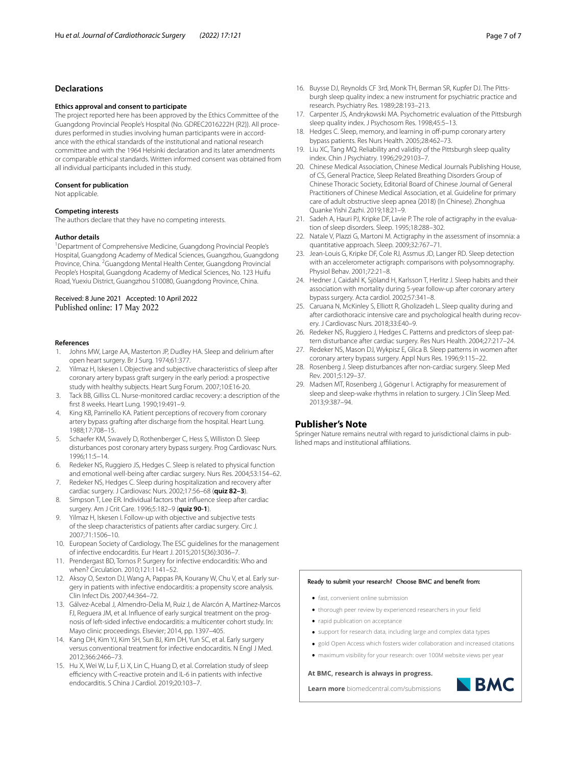## Declarations

### Ethics approval and consent to participate

The project reported here has been approved by the Ethics Committee of the Guangdong Provincial People's Hospital (No. GDREC2016222H (R2)). All procedures performed in studies involving human participants were in accordance with the ethical standards of the institutional and national research committee and with the 1964 Helsinki declaration and its later amendments or comparable ethical standards. Written informed consent was obtained from all individual participants included in this study.

### Consent for publication

Not applicable.

### Competing interests

The authors declare that they have no competing interests.

### Author details

[1]Department of Comprehensive Medicine, Guangdong Provincial People's Hospital, Guangdong Academy of Medical Sciences, Guangzhou, Guangdong Province, China. [2]Guangdong Mental Health Center, Guangdong Provincial People's Hospital, Guangdong Academy of Medical Sciences, No. 123 Huifu Road, Yuexiu District, Guangzhou 510080, Guangdong Province, China.

Received: 8 June 2021 Accepted: 10 April 2022
Published online: 17 May 2022

### References

1. Johns MW, Large AA, Masterton JP, Dudley HA. Sleep and delirium after open heart surgery. Br J Surg. 1974;61:377.
2. Yilmaz H, Iskesen I. Objective and subjective characteristics of sleep after coronary artery bypass graft surgery in the early period: a prospective study with healthy subjects. Heart Surg Forum. 2007;10:E16-20.
3. Tack BB, Gilliss CL. Nurse-monitored cardiac recovery: a description of the first 8 weeks. Heart Lung. 1990;19:491–9.
4. King KB, Parrinello KA. Patient perceptions of recovery from coronary artery bypass grafting after discharge from the hospital. Heart Lung. 1988;17:708–15.
5. Schaefer KM, Swavely D, Rothenberger C, Hess S, Williston D. Sleep disturbances post coronary artery bypass surgery. Prog Cardiovasc Nurs. 1996;11:5–14.
6. Redeker NS, Ruggiero JS, Hedges C. Sleep is related to physical function and emotional well-being after cardiac surgery. Nurs Res. 2004;53:154–62.
7. Redeker NS, Hedges C. Sleep during hospitalization and recovery after cardiac surgery. J Cardiovasc Nurs. 2002;17:56–68 (**quiz 82–3**).
8. Simpson T, Lee ER. Individual factors that influence sleep after cardiac surgery. Am J Crit Care. 1996;5:182–9 (**quiz 90-1**).
9. Yilmaz H, Iskesen I. Follow-up with objective and subjective tests of the sleep characteristics of patients after cardiac surgery. Circ J. 2007;71:1506–10.
10. European Society of Cardiology. The ESC guidelines for the management of infective endocarditis. Eur Heart J. 2015;2015(36):3036–7.
11. Prendergast BD, Tornos P. Surgery for infective endocarditis: Who and when? Circulation. 2010;121:1141–52.
12. Aksoy O, Sexton DJ, Wang A, Pappas PA, Kourany W, Chu V, et al. Early surgery in patients with infective endocarditis: a propensity score analysis. Clin Infect Dis. 2007;44:364–72.
13. Gálvez-Acebal J, Almendro-Delia M, Ruiz J, de Alarcón A, Martínez-Marcos FJ, Reguera JM, et al. Influence of early surgical treatment on the prognosis of left-sided infective endocarditis: a multicenter cohort study. In: Mayo clinic proceedings. Elsevier; 2014, pp. 1397–405.
14. Kang DH, Kim YJ, Kim SH, Sun BJ, Kim DH, Yun SC, et al. Early surgery versus conventional treatment for infective endocarditis. N Engl J Med. 2012;366:2466–73.
15. Hu X, Wei W, Lu F, Li X, Lin C, Huang D, et al. Correlation study of sleep efficiency with C-reactive protein and IL-6 in patients with infective endocarditis. S China J Cardiol. 2019;20:103–7.
16. Buysse DJ, Reynolds CF 3rd, Monk TH, Berman SR, Kupfer DJ. The Pittsburgh sleep quality index: a new instrument for psychiatric practice and research. Psychiatry Res. 1989;28:193–213.
17. Carpenter JS, Andrykowski MA. Psychometric evaluation of the Pittsburgh sleep quality index. J Psychosom Res. 1998;45:5–13.
18. Hedges C. Sleep, memory, and learning in off-pump coronary artery bypass patients. Res Nurs Health. 2005;28:462–73.
19. Liu XC, Tang MQ. Reliability and validity of the Pittsburgh sleep quality index. Chin J Psychiatry. 1996;29:29103–7.
20. Chinese Medical Association, Chinese Medical Journals Publishing House, of CS, General Practice, Sleep Related Breathing Disorders Group of Chinese Thoracic Society, Editorial Board of Chinese Journal of General Practitioners of Chinese Medical Association, et al. Guideline for primary care of adult obstructive sleep apnea (2018) (In Chinese). Zhonghua Quanke Yishi Zazhi. 2019;18:21–9.
21. Sadeh A, Hauri PJ, Kripke DF, Lavie P. The role of actigraphy in the evaluation of sleep disorders. Sleep. 1995;18:288–302.
22. Natale V, Plazzi G, Martoni M. Actigraphy in the assessment of insomnia: a quantitative approach. Sleep. 2009;32:767–71.
23. Jean-Louis G, Kripke DF, Cole RJ, Assmus JD, Langer RD. Sleep detection with an accelerometer actigraph: comparisons with polysomnography. Physiol Behav. 2001;72:21–8.
24. Hedner J, Caidahl K, Sjöland H, Karlsson T, Herlitz J. Sleep habits and their association with mortality during 5-year follow-up after coronary artery bypass surgery. Acta cardiol. 2002;57:341–8.
25. Caruana N, McKinley S, Elliott R, Gholizadeh L. Sleep quality during and after cardiothoracic intensive care and psychological health during recovery. J Cardiovasc Nurs. 2018;33:E40–9.
26. Redeker NS, Ruggiero J, Hedges C. Patterns and predictors of sleep pattern disturbance after cardiac surgery. Res Nurs Health. 2004;27:217–24.
27. Redeker NS, Mason DJ, Wykpisz E, Glica B. Sleep patterns in women after coronary artery bypass surgery. Appl Nurs Res. 1996;9:115–22.
28. Rosenberg J. Sleep disturbances after non-cardiac surgery. Sleep Med Rev. 2001;5:129–37.
29. Madsen MT, Rosenberg J, Gögenur I. Actigraphy for measurement of sleep and sleep-wake rhythms in relation to surgery. J Clin Sleep Med. 2013;9:387–94.

## Publisher's Note

Springer Nature remains neutral with regard to jurisdictional claims in published maps and institutional affiliations.

Ready to submit your research? Choose BMC and benefit from:

- fast, convenient online submission
- thorough peer review by experienced researchers in your field
- rapid publication on acceptance
- support for research data, including large and complex data types
- gold Open Access which fosters wider collaboration and increased citations
- maximum visibility for your research: over 100M website views per year

**At BMC, research is always in progress.**

**Learn more** biomedcentral.com/submissions